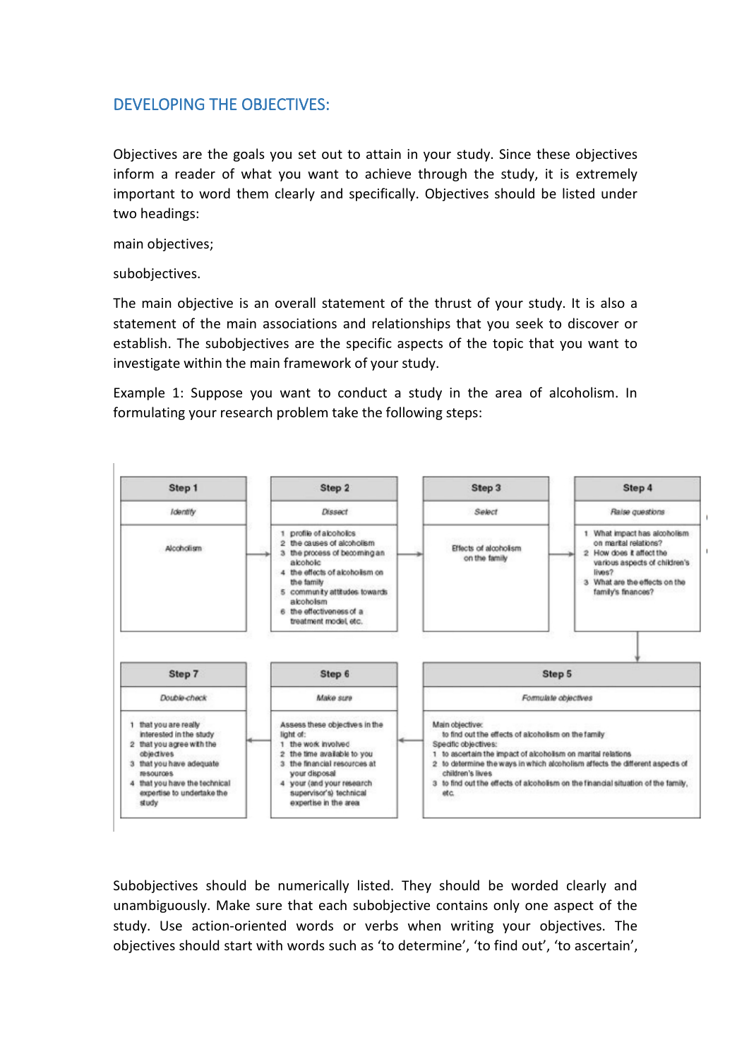## DEVELOPING THE OBJECTIVES:

Objectives are the goals you set out to attain in your study. Since these objectives inform a reader of what you want to achieve through the study, it is extremely important to word them clearly and specifically. Objectives should be listed under two headings:

main objectives;

subobjectives.

The main objective is an overall statement of the thrust of your study. It is also a statement of the main associations and relationships that you seek to discover or establish. The subobjectives are the specific aspects of the topic that you want to investigate within the main framework of your study.

Example 1: Suppose you want to conduct a study in the area of alcoholism. In formulating your research problem take the following steps:

| Step 1 | Step 2 | Step 3 | Step 4 |
|---|---|---|---|
| *Identify* | *Dissect* | *Select* | *Raise questions* |
| Alcoholism | 1 profile of alcoholics<br>2 the causes of alcoholism<br>3 the process of becoming an alcoholic<br>4 the effects of alcoholism on the family<br>5 community attitudes towards alcoholism<br>6 the effectiveness of a treatment model, etc. | Effects of alcoholism on the family | 1 What impact has alcoholism on marital relations?<br>2 How does it affect the various aspects of children's lives?<br>3 What are the effects on the family's finances? |

| Step 7 | Step 6 | Step 5 |
|---|---|---|
| *Double-check* | *Make sure* | *Formulate objectives* |
| 1 that you are really interested in the study<br>2 that you agree with the objectives<br>3 that you have adequate resources<br>4 that you have the technical expertise to undertake the study | Assess these objectives in the light of:<br>1 the work involved<br>2 the time available to you<br>3 the financial resources at your disposal<br>4 your (and your research supervisor's) technical expertise in the area | Main objective:<br>to find out the effects of alcoholism on the family<br>Specific objectives:<br>1 to ascertain the impact of alcoholism on marital relations<br>2 to determine the ways in which alcoholism affects the different aspects of children's lives<br>3 to find out the effects of alcoholism on the financial situation of the family, etc. |

Subobjectives should be numerically listed. They should be worded clearly and unambiguously. Make sure that each subobjective contains only one aspect of the study. Use action-oriented words or verbs when writing your objectives. The objectives should start with words such as 'to determine', 'to find out', 'to ascertain',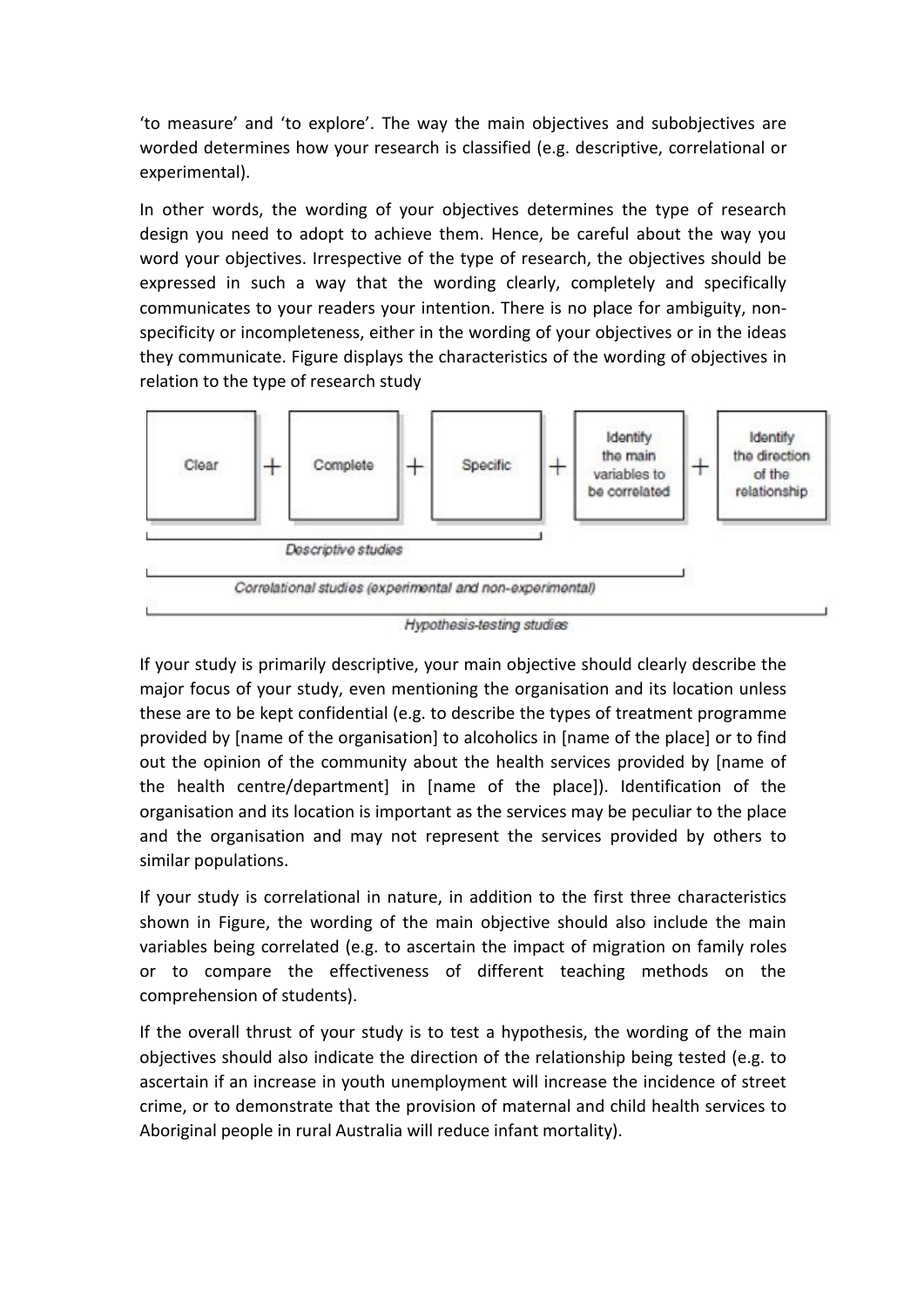'to measure' and 'to explore'. The way the main objectives and subobjectives are worded determines how your research is classified (e.g. descriptive, correlational or experimental).

In other words, the wording of your objectives determines the type of research design you need to adopt to achieve them. Hence, be careful about the way you word your objectives. Irrespective of the type of research, the objectives should be expressed in such a way that the wording clearly, completely and specifically communicates to your readers your intention. There is no place for ambiguity, non-specificity or incompleteness, either in the wording of your objectives or in the ideas they communicate. Figure displays the characteristics of the wording of objectives in relation to the type of research study

Clear + Complete + Specific + Identify the main variables to be correlated + Identify the direction of the relationship

Descriptive studies

Correlational studies (experimental and non-experimental)

Hypothesis-testing studies

If your study is primarily descriptive, your main objective should clearly describe the major focus of your study, even mentioning the organisation and its location unless these are to be kept confidential (e.g. to describe the types of treatment programme provided by [name of the organisation] to alcoholics in [name of the place] or to find out the opinion of the community about the health services provided by [name of the health centre/department] in [name of the place]). Identification of the organisation and its location is important as the services may be peculiar to the place and the organisation and may not represent the services provided by others to similar populations.

If your study is correlational in nature, in addition to the first three characteristics shown in Figure, the wording of the main objective should also include the main variables being correlated (e.g. to ascertain the impact of migration on family roles or to compare the effectiveness of different teaching methods on the comprehension of students).

If the overall thrust of your study is to test a hypothesis, the wording of the main objectives should also indicate the direction of the relationship being tested (e.g. to ascertain if an increase in youth unemployment will increase the incidence of street crime, or to demonstrate that the provision of maternal and child health services to Aboriginal people in rural Australia will reduce infant mortality).